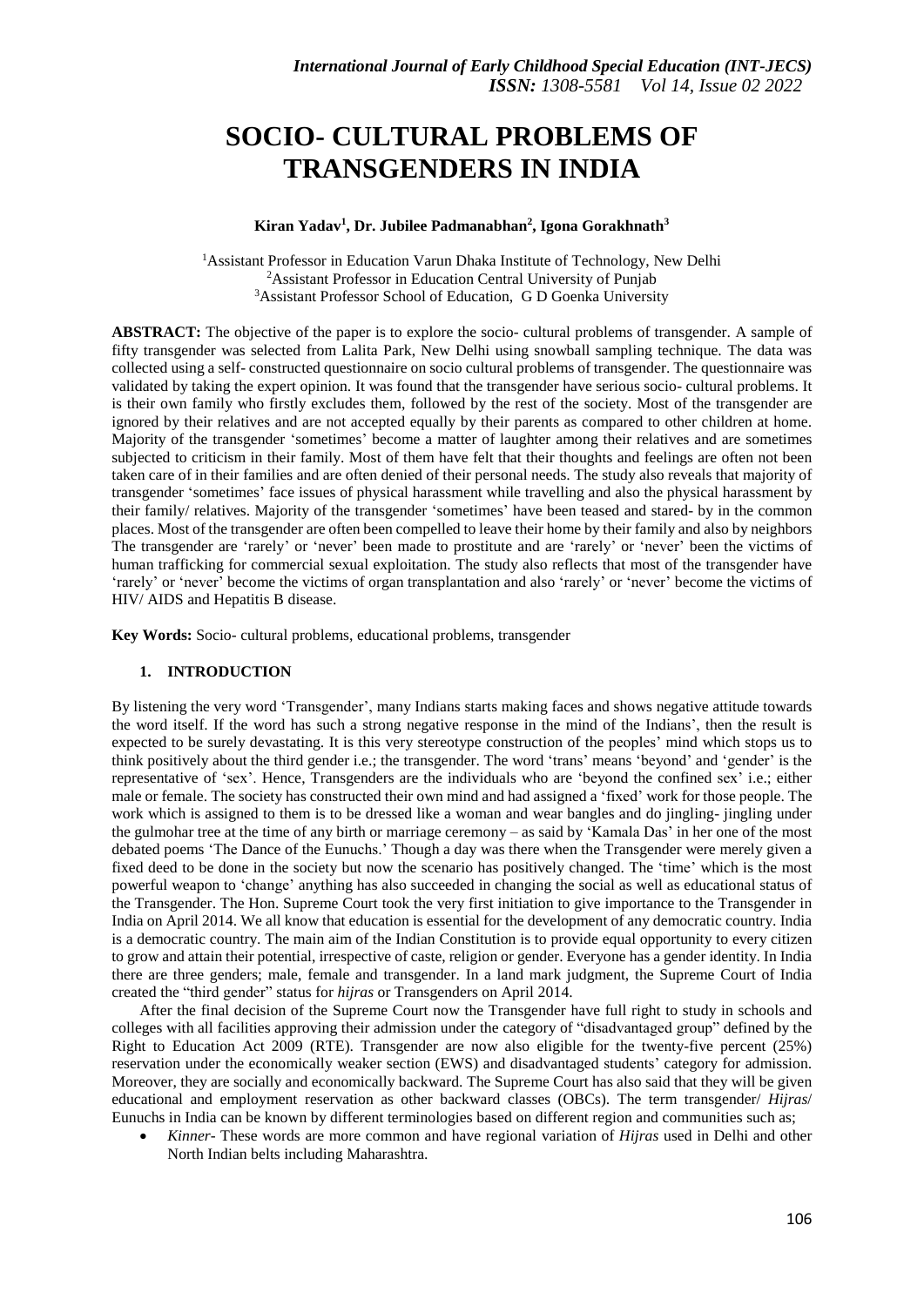# SOCIO- CULTURAL PROBLEMS OF TRANSGENDERS IN INDIA

**Kiran Yadav[1], Dr. Jubilee Padmanabhan[2], Igona Gorakhnath[3]**

[1]Assistant Professor in Education Varun Dhaka Institute of Technology, New Delhi
[2]Assistant Professor in Education Central University of Punjab
[3]Assistant Professor School of Education, G D Goenka University

**ABSTRACT:** The objective of the paper is to explore the socio- cultural problems of transgender. A sample of fifty transgender was selected from Lalita Park, New Delhi using snowball sampling technique. The data was collected using a self- constructed questionnaire on socio cultural problems of transgender. The questionnaire was validated by taking the expert opinion. It was found that the transgender have serious socio- cultural problems. It is their own family who firstly excludes them, followed by the rest of the society. Most of the transgender are ignored by their relatives and are not accepted equally by their parents as compared to other children at home. Majority of the transgender 'sometimes' become a matter of laughter among their relatives and are sometimes subjected to criticism in their family. Most of them have felt that their thoughts and feelings are often not been taken care of in their families and are often denied of their personal needs. The study also reveals that majority of transgender 'sometimes' face issues of physical harassment while travelling and also the physical harassment by their family/ relatives. Majority of the transgender 'sometimes' have been teased and stared- by in the common places. Most of the transgender are often been compelled to leave their home by their family and also by neighbors The transgender are 'rarely' or 'never' been made to prostitute and are 'rarely' or 'never' been the victims of human trafficking for commercial sexual exploitation. The study also reflects that most of the transgender have 'rarely' or 'never' become the victims of organ transplantation and also 'rarely' or 'never' become the victims of HIV/ AIDS and Hepatitis B disease.

**Key Words:** Socio- cultural problems, educational problems, transgender

## 1. INTRODUCTION

By listening the very word 'Transgender', many Indians starts making faces and shows negative attitude towards the word itself. If the word has such a strong negative response in the mind of the Indians', then the result is expected to be surely devastating. It is this very stereotype construction of the peoples' mind which stops us to think positively about the third gender i.e.; the transgender. The word 'trans' means 'beyond' and 'gender' is the representative of 'sex'. Hence, Transgenders are the individuals who are 'beyond the confined sex' i.e.; either male or female. The society has constructed their own mind and had assigned a 'fixed' work for those people. The work which is assigned to them is to be dressed like a woman and wear bangles and do jingling- jingling under the gulmohar tree at the time of any birth or marriage ceremony – as said by 'Kamala Das' in her one of the most debated poems 'The Dance of the Eunuchs.' Though a day was there when the Transgender were merely given a fixed deed to be done in the society but now the scenario has positively changed. The 'time' which is the most powerful weapon to 'change' anything has also succeeded in changing the social as well as educational status of the Transgender. The Hon. Supreme Court took the very first initiation to give importance to the Transgender in India on April 2014. We all know that education is essential for the development of any democratic country. India is a democratic country. The main aim of the Indian Constitution is to provide equal opportunity to every citizen to grow and attain their potential, irrespective of caste, religion or gender. Everyone has a gender identity. In India there are three genders; male, female and transgender. In a land mark judgment, the Supreme Court of India created the "third gender" status for *hijras* or Transgenders on April 2014.

After the final decision of the Supreme Court now the Transgender have full right to study in schools and colleges with all facilities approving their admission under the category of "disadvantaged group" defined by the Right to Education Act 2009 (RTE). Transgender are now also eligible for the twenty-five percent (25%) reservation under the economically weaker section (EWS) and disadvantaged students' category for admission. Moreover, they are socially and economically backward. The Supreme Court has also said that they will be given educational and employment reservation as other backward classes (OBCs). The term transgender/ *Hijras*/ Eunuchs in India can be known by different terminologies based on different region and communities such as;

- *Kinner*- These words are more common and have regional variation of *Hijras* used in Delhi and other North Indian belts including Maharashtra.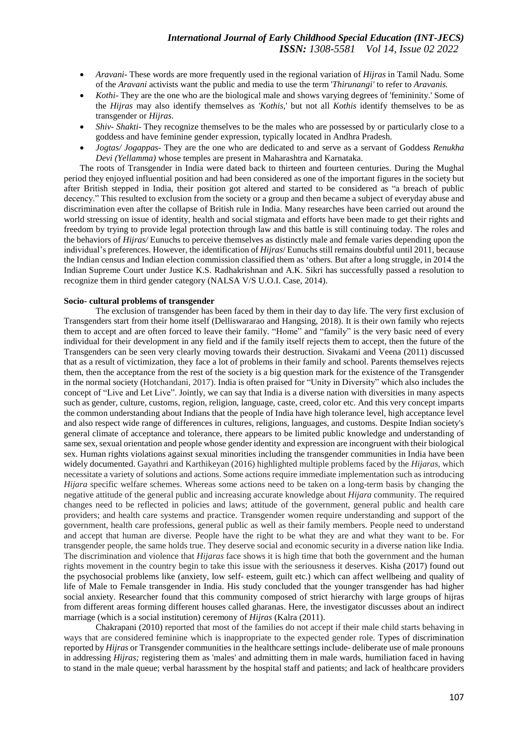- *Aravani*- These words are more frequently used in the regional variation of *Hijras* in Tamil Nadu. Some of the *Aravani* activists want the public and media to use the term '*Thirunangi'* to refer to *Aravanis.*
- *Kothi*- They are the one who are the biological male and shows varying degrees of 'femininity.' Some of the *Hijras* may also identify themselves as *'Kothis,*' but not all *Kothis* identify themselves to be as transgender or *Hijras*.
- *Shiv- Shakti*- They recognize themselves to be the males who are possessed by or particularly close to a goddess and have feminine gender expression, typically located in Andhra Pradesh.
- *Jogtas/ Jogappas*- They are the one who are dedicated to and serve as a servant of Goddess *Renukha Devi (Yellamma)* whose temples are present in Maharashtra and Karnataka.

The roots of Transgender in India were dated back to thirteen and fourteen centuries. During the Mughal period they enjoyed influential position and had been considered as one of the important figures in the society but after British stepped in India, their position got altered and started to be considered as "a breach of public decency." This resulted to exclusion from the society or a group and then became a subject of everyday abuse and discrimination even after the collapse of British rule in India. Many researches have been carried out around the world stressing on issue of identity, health and social stigmata and efforts have been made to get their rights and freedom by trying to provide legal protection through law and this battle is still continuing today. The roles and the behaviors of *Hijras/* Eunuchs to perceive themselves as distinctly male and female varies depending upon the individual's preferences. However, the identification of *Hijras*/ Eunuchs still remains doubtful until 2011, because the Indian census and Indian election commission classified them as 'others. But after a long struggle, in 2014 the Indian Supreme Court under Justice K.S. Radhakrishnan and A.K. Sikri has successfully passed a resolution to recognize them in third gender category (NALSA V/S U.O.I. Case, 2014).

**Socio- cultural problems of transgender**

The exclusion of transgender has been faced by them in their day to day life. The very first exclusion of Transgenders start from their home itself (Delliswararao and Hangsing, 2018). It is their own family who rejects them to accept and are often forced to leave their family. "Home" and "family" is the very basic need of every individual for their development in any field and if the family itself rejects them to accept, then the future of the Transgenders can be seen very clearly moving towards their destruction. Sivakami and Veena (2011) discussed that as a result of victimization, they face a lot of problems in their family and school. Parents themselves rejects them, then the acceptance from the rest of the society is a big question mark for the existence of the Transgender in the normal society (Hotchandani, 2017). India is often praised for "Unity in Diversity" which also includes the concept of "Live and Let Live". Jointly, we can say that India is a diverse nation with diversities in many aspects such as gender, culture, customs, region, religion, language, caste, creed, color etc. And this very concept imparts the common understanding about Indians that the people of India have high tolerance level, high acceptance level and also respect wide range of differences in cultures, religions, languages, and customs. Despite Indian society's general climate of acceptance and tolerance, there appears to be limited public knowledge and understanding of same sex, sexual orientation and people whose gender identity and expression are incongruent with their biological sex. Human rights violations against sexual minorities including the transgender communities in India have been widely documented. Gayathri and Karthikeyan (2016) highlighted multiple problems faced by the *Hijaras,* which necessitate a variety of solutions and actions. Some actions require immediate implementation such as introducing *Hijara* specific welfare schemes. Whereas some actions need to be taken on a long-term basis by changing the negative attitude of the general public and increasing accurate knowledge about *Hijara* community. The required changes need to be reflected in policies and laws; attitude of the government, general public and health care providers; and health care systems and practice. Transgender women require understanding and support of the government, health care professions, general public as well as their family members. People need to understand and accept that human are diverse. People have the right to be what they are and what they want to be. For transgender people, the same holds true. They deserve social and economic security in a diverse nation like India. The discrimination and violence that *Hijaras* face shows it is high time that both the government and the human rights movement in the country begin to take this issue with the seriousness it deserves. Kisha (2017) found out the psychosocial problems like (anxiety, low self- esteem, guilt etc.) which can affect wellbeing and quality of life of Male to Female transgender in India. His study concluded that the younger transgender has had higher social anxiety. Researcher found that this community composed of strict hierarchy with large groups of hijras from different areas forming different houses called gharanas. Here, the investigator discusses about an indirect marriage (which is a social institution) ceremony of *Hijras* (Kalra (2011).

Chakrapani (2010) reported that most of the families do not accept if their male child starts behaving in ways that are considered feminine which is inappropriate to the expected gender role. Types of discrimination reported by *Hijras* or Transgender communities in the healthcare settings include- deliberate use of male pronouns in addressing *Hijras;* registering them as 'males' and admitting them in male wards, humiliation faced in having to stand in the male queue; verbal harassment by the hospital staff and patients; and lack of healthcare providers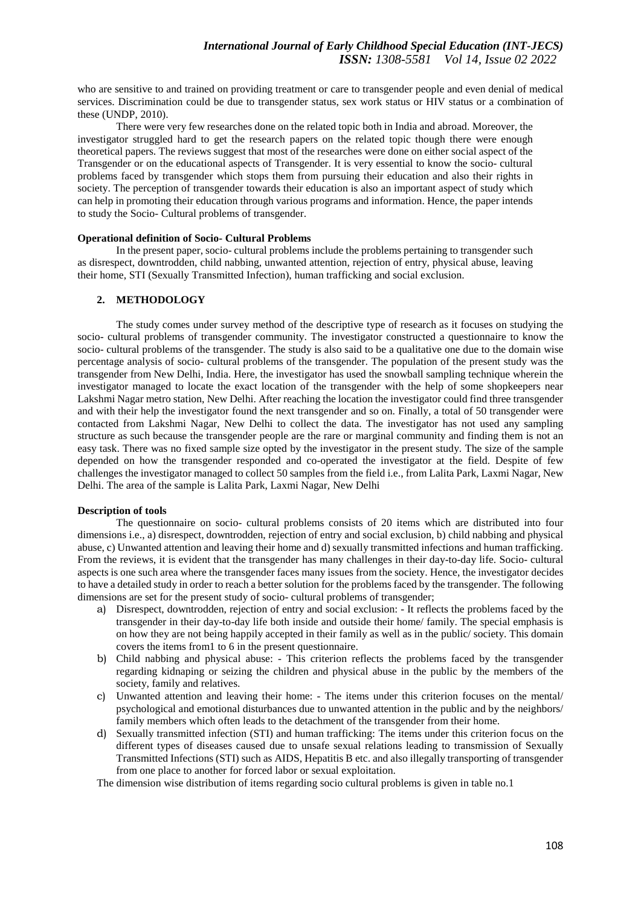who are sensitive to and trained on providing treatment or care to transgender people and even denial of medical services. Discrimination could be due to transgender status, sex work status or HIV status or a combination of these (UNDP, 2010).

There were very few researches done on the related topic both in India and abroad. Moreover, the investigator struggled hard to get the research papers on the related topic though there were enough theoretical papers. The reviews suggest that most of the researches were done on either social aspect of the Transgender or on the educational aspects of Transgender. It is very essential to know the socio- cultural problems faced by transgender which stops them from pursuing their education and also their rights in society. The perception of transgender towards their education is also an important aspect of study which can help in promoting their education through various programs and information. Hence, the paper intends to study the Socio- Cultural problems of transgender.

**Operational definition of Socio- Cultural Problems**

In the present paper, socio- cultural problems include the problems pertaining to transgender such as disrespect, downtrodden, child nabbing, unwanted attention, rejection of entry, physical abuse, leaving their home, STI (Sexually Transmitted Infection), human trafficking and social exclusion.

## 2. METHODOLOGY

The study comes under survey method of the descriptive type of research as it focuses on studying the socio- cultural problems of transgender community. The investigator constructed a questionnaire to know the socio- cultural problems of the transgender. The study is also said to be a qualitative one due to the domain wise percentage analysis of socio- cultural problems of the transgender. The population of the present study was the transgender from New Delhi, India. Here, the investigator has used the snowball sampling technique wherein the investigator managed to locate the exact location of the transgender with the help of some shopkeepers near Lakshmi Nagar metro station, New Delhi. After reaching the location the investigator could find three transgender and with their help the investigator found the next transgender and so on. Finally, a total of 50 transgender were contacted from Lakshmi Nagar, New Delhi to collect the data. The investigator has not used any sampling structure as such because the transgender people are the rare or marginal community and finding them is not an easy task. There was no fixed sample size opted by the investigator in the present study. The size of the sample depended on how the transgender responded and co-operated the investigator at the field. Despite of few challenges the investigator managed to collect 50 samples from the field i.e., from Lalita Park, Laxmi Nagar, New Delhi. The area of the sample is Lalita Park, Laxmi Nagar, New Delhi

**Description of tools**

The questionnaire on socio- cultural problems consists of 20 items which are distributed into four dimensions i.e., a) disrespect, downtrodden, rejection of entry and social exclusion, b) child nabbing and physical abuse, c) Unwanted attention and leaving their home and d) sexually transmitted infections and human trafficking. From the reviews, it is evident that the transgender has many challenges in their day-to-day life. Socio- cultural aspects is one such area where the transgender faces many issues from the society. Hence, the investigator decides to have a detailed study in order to reach a better solution for the problems faced by the transgender. The following dimensions are set for the present study of socio- cultural problems of transgender;

a) Disrespect, downtrodden, rejection of entry and social exclusion: - It reflects the problems faced by the transgender in their day-to-day life both inside and outside their home/ family. The special emphasis is on how they are not being happily accepted in their family as well as in the public/ society. This domain covers the items from1 to 6 in the present questionnaire.
b) Child nabbing and physical abuse: - This criterion reflects the problems faced by the transgender regarding kidnaping or seizing the children and physical abuse in the public by the members of the society, family and relatives.
c) Unwanted attention and leaving their home: - The items under this criterion focuses on the mental/ psychological and emotional disturbances due to unwanted attention in the public and by the neighbors/ family members which often leads to the detachment of the transgender from their home.
d) Sexually transmitted infection (STI) and human trafficking: The items under this criterion focus on the different types of diseases caused due to unsafe sexual relations leading to transmission of Sexually Transmitted Infections (STI) such as AIDS, Hepatitis B etc. and also illegally transporting of transgender from one place to another for forced labor or sexual exploitation.

The dimension wise distribution of items regarding socio cultural problems is given in table no.1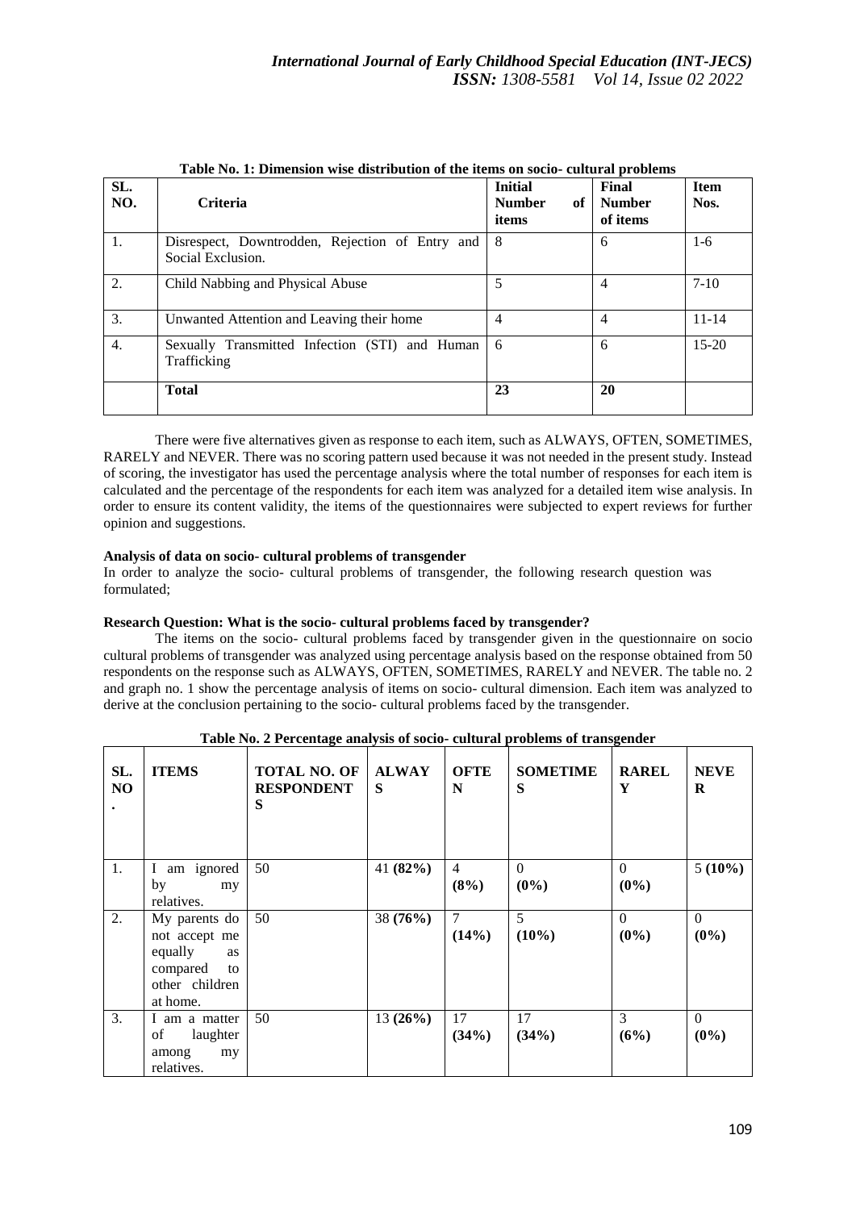**Table No. 1: Dimension wise distribution of the items on socio- cultural problems**

| SL. NO. | Criteria | Initial Number of items | Final Number of items | Item Nos. |
|---|---|---|---|---|
| 1. | Disrespect, Downtrodden, Rejection of Entry and Social Exclusion. | 8 | 6 | 1-6 |
| 2. | Child Nabbing and Physical Abuse | 5 | 4 | 7-10 |
| 3. | Unwanted Attention and Leaving their home | 4 | 4 | 11-14 |
| 4. | Sexually Transmitted Infection (STI) and Human Trafficking | 6 | 6 | 15-20 |
| | **Total** | **23** | **20** | |

There were five alternatives given as response to each item, such as ALWAYS, OFTEN, SOMETIMES, RARELY and NEVER. There was no scoring pattern used because it was not needed in the present study. Instead of scoring, the investigator has used the percentage analysis where the total number of responses for each item is calculated and the percentage of the respondents for each item was analyzed for a detailed item wise analysis. In order to ensure its content validity, the items of the questionnaires were subjected to expert reviews for further opinion and suggestions.

**Analysis of data on socio- cultural problems of transgender**

In order to analyze the socio- cultural problems of transgender, the following research question was formulated;

**Research Question: What is the socio- cultural problems faced by transgender?**

The items on the socio- cultural problems faced by transgender given in the questionnaire on socio cultural problems of transgender was analyzed using percentage analysis based on the response obtained from 50 respondents on the response such as ALWAYS, OFTEN, SOMETIMES, RARELY and NEVER. The table no. 2 and graph no. 1 show the percentage analysis of items on socio- cultural dimension. Each item was analyzed to derive at the conclusion pertaining to the socio- cultural problems faced by the transgender.

**Table No. 2 Percentage analysis of socio- cultural problems of transgender**

| SL. NO. | ITEMS | TOTAL NO. OF RESPONDENTS | ALWAYS | OFTEN | SOMETIMES | RARELY | NEVER |
|---|---|---|---|---|---|---|---|
| 1. | I am ignored by my relatives. | 50 | 41 **(82%)** | 4 **(8%)** | 0 **(0%)** | 0 **(0%)** | 5 **(10%)** |
| 2. | My parents do not accept me equally as compared to other children at home. | 50 | 38 **(76%)** | 7 **(14%)** | 5 **(10%)** | 0 **(0%)** | 0 **(0%)** |
| 3. | I am a matter of laughter among my relatives. | 50 | 13 **(26%)** | 17 **(34%)** | 17 **(34%)** | 3 **(6%)** | 0 **(0%)** |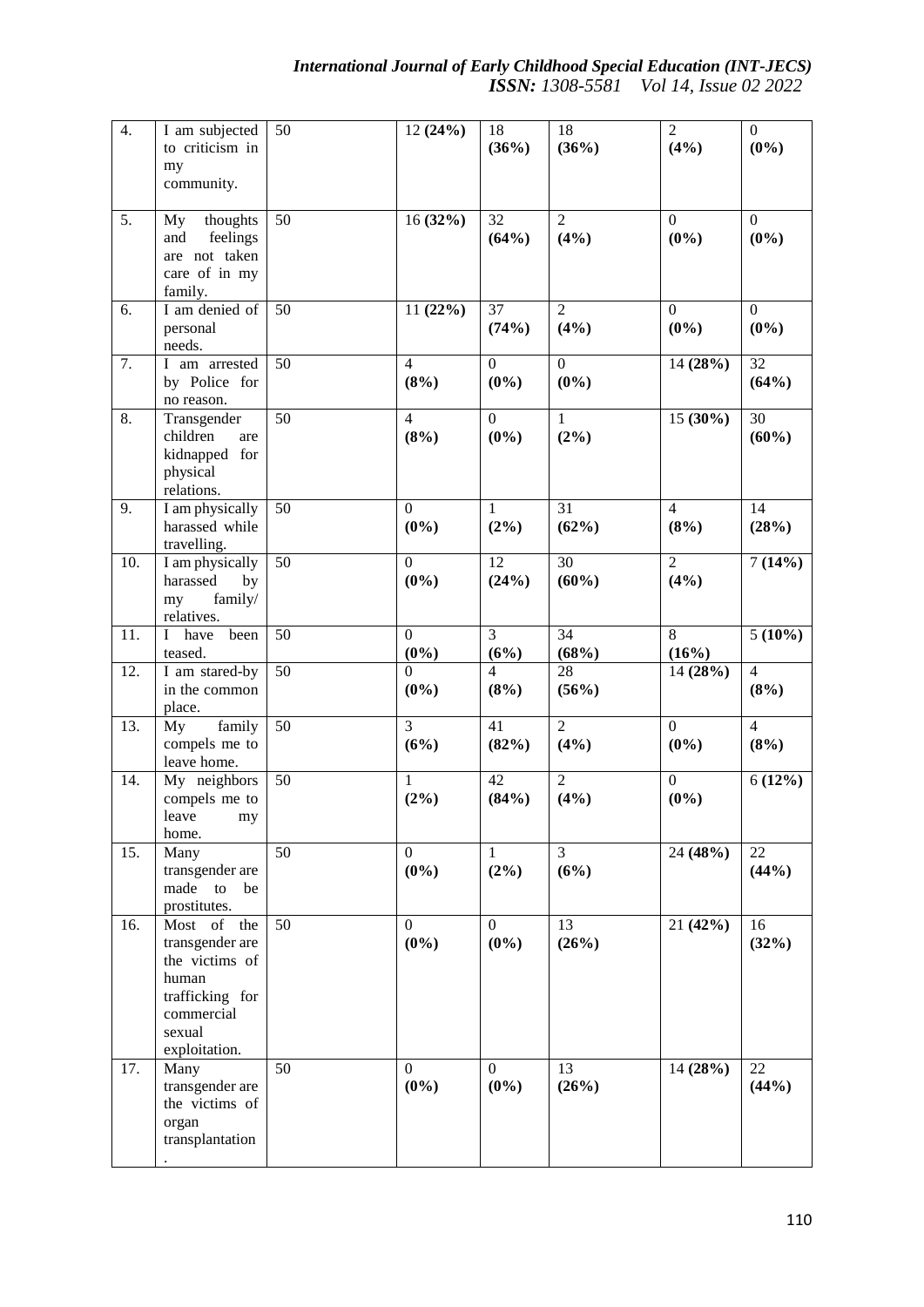| | | | | | | | |
|---|---|---|---|---|---|---|---|
| 4. | I am subjected to criticism in my community. | 50 | 12 **(24%)** | 18 **(36%)** | 18 **(36%)** | 2 **(4%)** | 0 **(0%)** |
| 5. | My thoughts and feelings are not taken care of in my family. | 50 | 16 **(32%)** | 32 **(64%)** | 2 **(4%)** | 0 **(0%)** | 0 **(0%)** |
| 6. | I am denied of personal needs. | 50 | 11 **(22%)** | 37 **(74%)** | 2 **(4%)** | 0 **(0%)** | 0 **(0%)** |
| 7. | I am arrested by Police for no reason. | 50 | 4 **(8%)** | 0 **(0%)** | 0 **(0%)** | 14 **(28%)** | 32 **(64%)** |
| 8. | Transgender children are kidnapped for physical relations. | 50 | 4 **(8%)** | 0 **(0%)** | 1 **(2%)** | 15 **(30%)** | 30 **(60%)** |
| 9. | I am physically harassed while travelling. | 50 | 0 **(0%)** | 1 **(2%)** | 31 **(62%)** | 4 **(8%)** | 14 **(28%)** |
| 10. | I am physically harassed by my family/ relatives. | 50 | 0 **(0%)** | 12 **(24%)** | 30 **(60%)** | 2 **(4%)** | 7 **(14%)** |
| 11. | I have been teased. | 50 | 0 **(0%)** | 3 **(6%)** | 34 **(68%)** | 8 **(16%)** | 5 **(10%)** |
| 12. | I am stared-by in the common place. | 50 | 0 **(0%)** | 4 **(8%)** | 28 **(56%)** | 14 **(28%)** | 4 **(8%)** |
| 13. | My family compels me to leave home. | 50 | 3 **(6%)** | 41 **(82%)** | 2 **(4%)** | 0 **(0%)** | 4 **(8%)** |
| 14. | My neighbors compels me to leave my home. | 50 | 1 **(2%)** | 42 **(84%)** | 2 **(4%)** | 0 **(0%)** | 6 **(12%)** |
| 15. | Many transgender are made to be prostitutes. | 50 | 0 **(0%)** | 1 **(2%)** | 3 **(6%)** | 24 **(48%)** | 22 **(44%)** |
| 16. | Most of the transgender are the victims of human trafficking for commercial sexual exploitation. | 50 | 0 **(0%)** | 0 **(0%)** | 13 **(26%)** | 21 **(42%)** | 16 **(32%)** |
| 17. | Many transgender are the victims of organ transplantation. | 50 | 0 **(0%)** | 0 **(0%)** | 13 **(26%)** | 14 **(28%)** | 22 **(44%)** |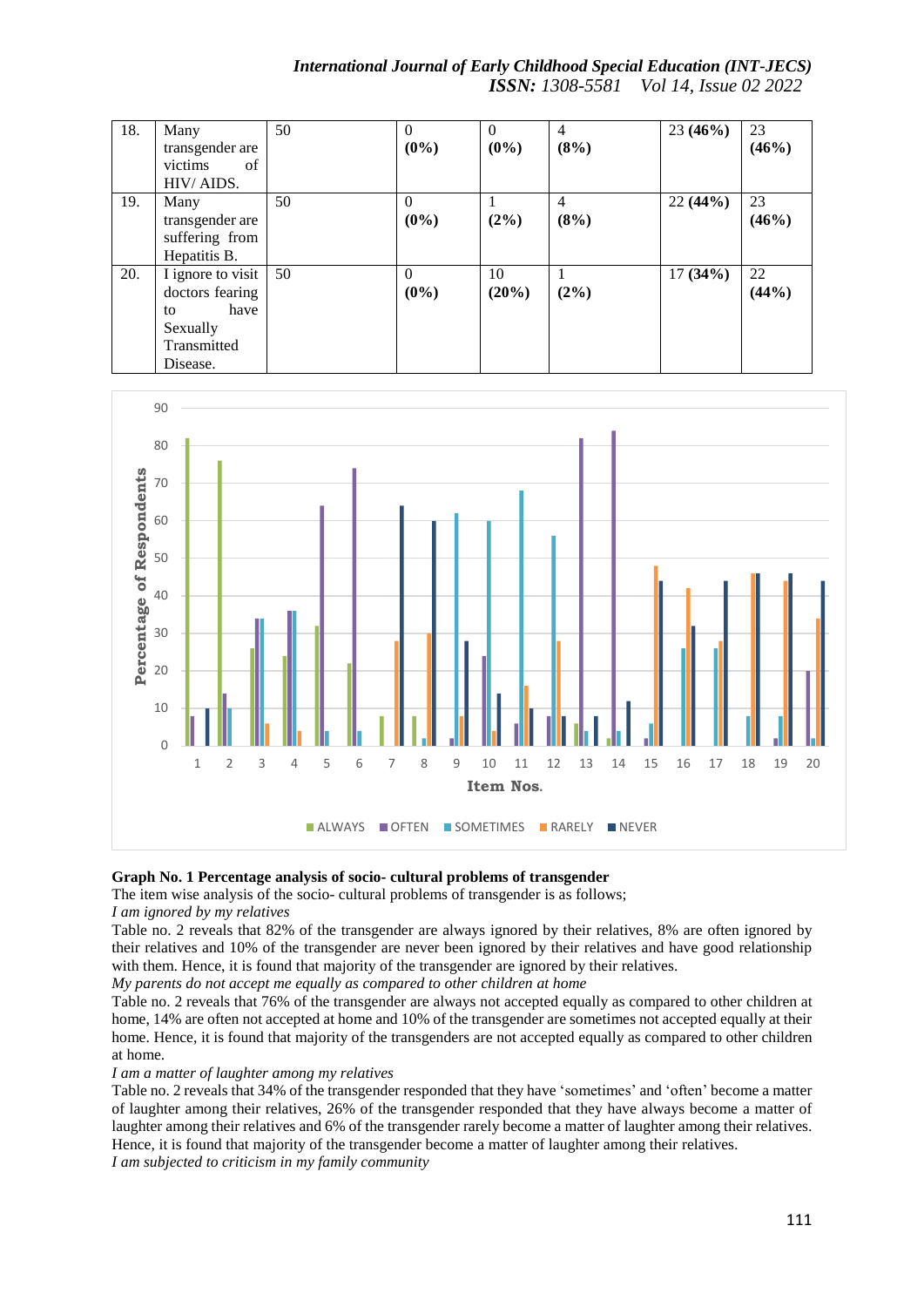| 18. | Many transgender are victims of HIV/ AIDS. | 50 | 0 **(0%)** | 0 **(0%)** | 4 **(8%)** | 23 **(46%)** | 23 **(46%)** |
|---|---|---|---|---|---|---|---|
| 19. | Many transgender are suffering from Hepatitis B. | 50 | 0 **(0%)** | 1 **(2%)** | 4 **(8%)** | 22 **(44%)** | 23 **(46%)** |
| 20. | I ignore to visit doctors fearing to have Sexually Transmitted Disease. | 50 | 0 **(0%)** | 10 **(20%)** | 1 **(2%)** | 17 **(34%)** | 22 **(44%)** |

**Graph No. 1 Percentage analysis of socio- cultural problems of transgender**

The item wise analysis of the socio- cultural problems of transgender is as follows;

*I am ignored by my relatives*

Table no. 2 reveals that 82% of the transgender are always ignored by their relatives, 8% are often ignored by their relatives and 10% of the transgender are never been ignored by their relatives and have good relationship with them. Hence, it is found that majority of the transgender are ignored by their relatives.

*My parents do not accept me equally as compared to other children at home*

Table no. 2 reveals that 76% of the transgender are always not accepted equally as compared to other children at home, 14% are often not accepted at home and 10% of the transgender are sometimes not accepted equally at their home. Hence, it is found that majority of the transgenders are not accepted equally as compared to other children at home.

*I am a matter of laughter among my relatives*

Table no. 2 reveals that 34% of the transgender responded that they have 'sometimes' and 'often' become a matter of laughter among their relatives, 26% of the transgender responded that they have always become a matter of laughter among their relatives and 6% of the transgender rarely become a matter of laughter among their relatives. Hence, it is found that majority of the transgender become a matter of laughter among their relatives.

*I am subjected to criticism in my family community*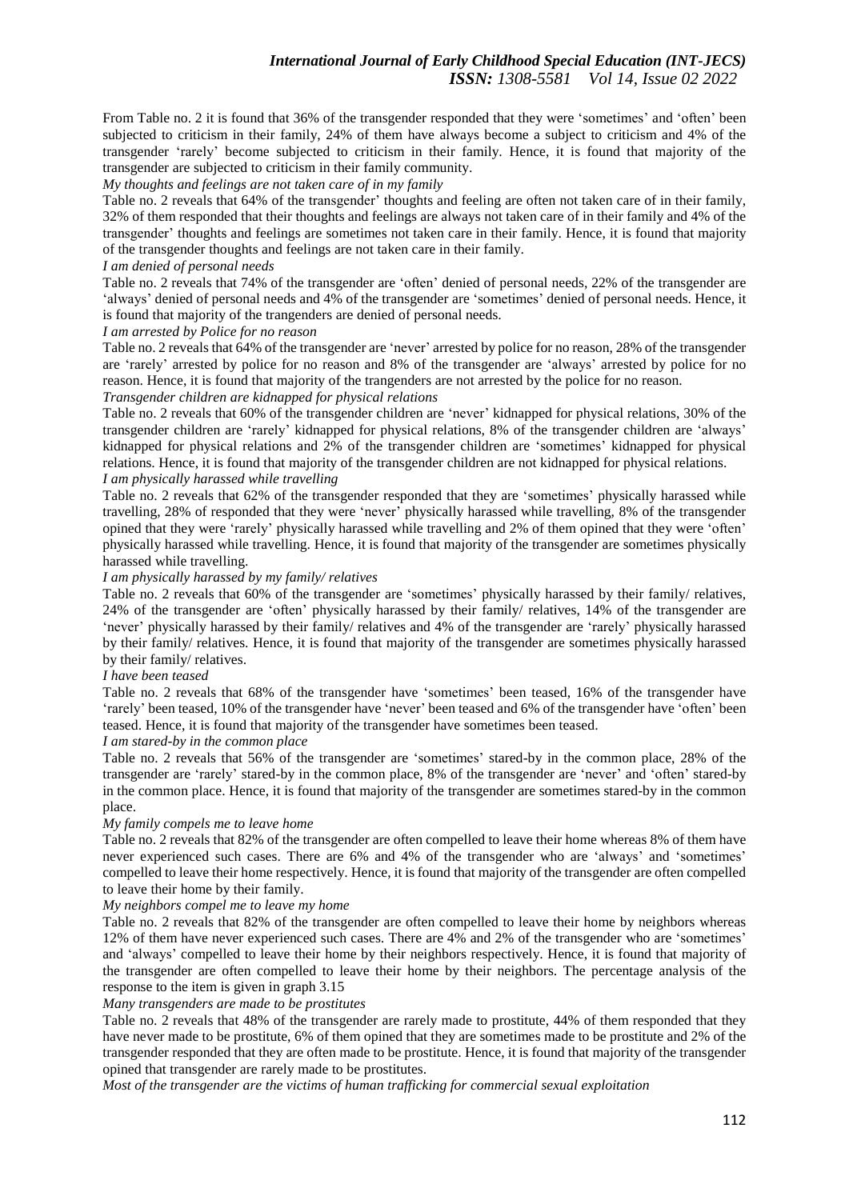From Table no. 2 it is found that 36% of the transgender responded that they were 'sometimes' and 'often' been subjected to criticism in their family, 24% of them have always become a subject to criticism and 4% of the transgender 'rarely' become subjected to criticism in their family. Hence, it is found that majority of the transgender are subjected to criticism in their family community.

*My thoughts and feelings are not taken care of in my family*

Table no. 2 reveals that 64% of the transgender' thoughts and feeling are often not taken care of in their family, 32% of them responded that their thoughts and feelings are always not taken care of in their family and 4% of the transgender' thoughts and feelings are sometimes not taken care in their family. Hence, it is found that majority of the transgender thoughts and feelings are not taken care in their family.

*I am denied of personal needs*

Table no. 2 reveals that 74% of the transgender are 'often' denied of personal needs, 22% of the transgender are 'always' denied of personal needs and 4% of the transgender are 'sometimes' denied of personal needs. Hence, it is found that majority of the trangenders are denied of personal needs.

*I am arrested by Police for no reason*

Table no. 2 reveals that 64% of the transgender are 'never' arrested by police for no reason, 28% of the transgender are 'rarely' arrested by police for no reason and 8% of the transgender are 'always' arrested by police for no reason. Hence, it is found that majority of the trangenders are not arrested by the police for no reason.

*Transgender children are kidnapped for physical relations*

Table no. 2 reveals that 60% of the transgender children are 'never' kidnapped for physical relations, 30% of the transgender children are 'rarely' kidnapped for physical relations, 8% of the transgender children are 'always' kidnapped for physical relations and 2% of the transgender children are 'sometimes' kidnapped for physical relations. Hence, it is found that majority of the transgender children are not kidnapped for physical relations.

*I am physically harassed while travelling*

Table no. 2 reveals that 62% of the transgender responded that they are 'sometimes' physically harassed while travelling, 28% of responded that they were 'never' physically harassed while travelling, 8% of the transgender opined that they were 'rarely' physically harassed while travelling and 2% of them opined that they were 'often' physically harassed while travelling. Hence, it is found that majority of the transgender are sometimes physically harassed while travelling.

*I am physically harassed by my family/ relatives*

Table no. 2 reveals that 60% of the transgender are 'sometimes' physically harassed by their family/ relatives, 24% of the transgender are 'often' physically harassed by their family/ relatives, 14% of the transgender are 'never' physically harassed by their family/ relatives and 4% of the transgender are 'rarely' physically harassed by their family/ relatives. Hence, it is found that majority of the transgender are sometimes physically harassed by their family/ relatives.

*I have been teased*

Table no. 2 reveals that 68% of the transgender have 'sometimes' been teased, 16% of the transgender have 'rarely' been teased, 10% of the transgender have 'never' been teased and 6% of the transgender have 'often' been teased. Hence, it is found that majority of the transgender have sometimes been teased.

*I am stared-by in the common place*

Table no. 2 reveals that 56% of the transgender are 'sometimes' stared-by in the common place, 28% of the transgender are 'rarely' stared-by in the common place, 8% of the transgender are 'never' and 'often' stared-by in the common place. Hence, it is found that majority of the transgender are sometimes stared-by in the common place.

*My family compels me to leave home*

Table no. 2 reveals that 82% of the transgender are often compelled to leave their home whereas 8% of them have never experienced such cases. There are 6% and 4% of the transgender who are 'always' and 'sometimes' compelled to leave their home respectively. Hence, it is found that majority of the transgender are often compelled to leave their home by their family.

*My neighbors compel me to leave my home*

Table no. 2 reveals that 82% of the transgender are often compelled to leave their home by neighbors whereas 12% of them have never experienced such cases. There are 4% and 2% of the transgender who are 'sometimes' and 'always' compelled to leave their home by their neighbors respectively. Hence, it is found that majority of the transgender are often compelled to leave their home by their neighbors. The percentage analysis of the response to the item is given in graph 3.15

*Many transgenders are made to be prostitutes*

Table no. 2 reveals that 48% of the transgender are rarely made to prostitute, 44% of them responded that they have never made to be prostitute, 6% of them opined that they are sometimes made to be prostitute and 2% of the transgender responded that they are often made to be prostitute. Hence, it is found that majority of the transgender opined that transgender are rarely made to be prostitutes.

*Most of the transgender are the victims of human trafficking for commercial sexual exploitation*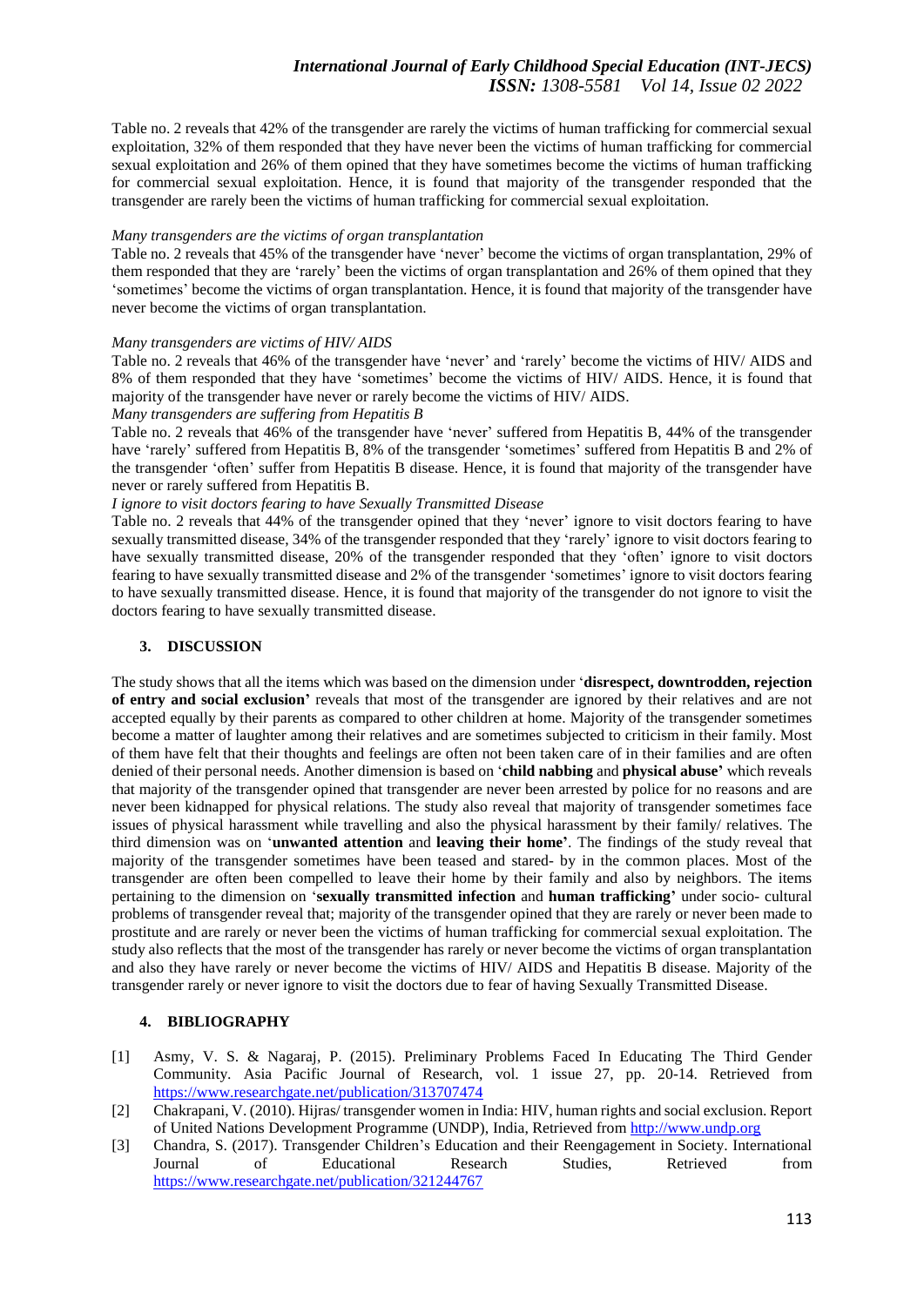Table no. 2 reveals that 42% of the transgender are rarely the victims of human trafficking for commercial sexual exploitation, 32% of them responded that they have never been the victims of human trafficking for commercial sexual exploitation and 26% of them opined that they have sometimes become the victims of human trafficking for commercial sexual exploitation. Hence, it is found that majority of the transgender responded that the transgender are rarely been the victims of human trafficking for commercial sexual exploitation.

*Many transgenders are the victims of organ transplantation*

Table no. 2 reveals that 45% of the transgender have 'never' become the victims of organ transplantation, 29% of them responded that they are 'rarely' been the victims of organ transplantation and 26% of them opined that they 'sometimes' become the victims of organ transplantation. Hence, it is found that majority of the transgender have never become the victims of organ transplantation.

*Many transgenders are victims of HIV/ AIDS*

Table no. 2 reveals that 46% of the transgender have 'never' and 'rarely' become the victims of HIV/ AIDS and 8% of them responded that they have 'sometimes' become the victims of HIV/ AIDS. Hence, it is found that majority of the transgender have never or rarely become the victims of HIV/ AIDS.

*Many transgenders are suffering from Hepatitis B*

Table no. 2 reveals that 46% of the transgender have 'never' suffered from Hepatitis B, 44% of the transgender have 'rarely' suffered from Hepatitis B, 8% of the transgender 'sometimes' suffered from Hepatitis B and 2% of the transgender 'often' suffer from Hepatitis B disease. Hence, it is found that majority of the transgender have never or rarely suffered from Hepatitis B.

*I ignore to visit doctors fearing to have Sexually Transmitted Disease*

Table no. 2 reveals that 44% of the transgender opined that they 'never' ignore to visit doctors fearing to have sexually transmitted disease, 34% of the transgender responded that they 'rarely' ignore to visit doctors fearing to have sexually transmitted disease, 20% of the transgender responded that they 'often' ignore to visit doctors fearing to have sexually transmitted disease and 2% of the transgender 'sometimes' ignore to visit doctors fearing to have sexually transmitted disease. Hence, it is found that majority of the transgender do not ignore to visit the doctors fearing to have sexually transmitted disease.

## 3. DISCUSSION

The study shows that all the items which was based on the dimension under '**disrespect, downtrodden, rejection of entry and social exclusion'** reveals that most of the transgender are ignored by their relatives and are not accepted equally by their parents as compared to other children at home. Majority of the transgender sometimes become a matter of laughter among their relatives and are sometimes subjected to criticism in their family. Most of them have felt that their thoughts and feelings are often not been taken care of in their families and are often denied of their personal needs. Another dimension is based on '**child nabbing** and **physical abuse'** which reveals that majority of the transgender opined that transgender are never been arrested by police for no reasons and are never been kidnapped for physical relations. The study also reveal that majority of transgender sometimes face issues of physical harassment while travelling and also the physical harassment by their family/ relatives. The third dimension was on '**unwanted attention** and **leaving their home'**. The findings of the study reveal that majority of the transgender sometimes have been teased and stared- by in the common places. Most of the transgender are often been compelled to leave their home by their family and also by neighbors. The items pertaining to the dimension on '**sexually transmitted infection** and **human trafficking'** under socio- cultural problems of transgender reveal that; majority of the transgender opined that they are rarely or never been made to prostitute and are rarely or never been the victims of human trafficking for commercial sexual exploitation. The study also reflects that the most of the transgender has rarely or never become the victims of organ transplantation and also they have rarely or never become the victims of HIV/ AIDS and Hepatitis B disease. Majority of the transgender rarely or never ignore to visit the doctors due to fear of having Sexually Transmitted Disease.

## 4. BIBLIOGRAPHY

[1] Asmy, V. S. & Nagaraj, P. (2015). Preliminary Problems Faced In Educating The Third Gender Community. Asia Pacific Journal of Research, vol. 1 issue 27, pp. 20-14. Retrieved from https://www.researchgate.net/publication/313707474

[2] Chakrapani, V. (2010). Hijras/ transgender women in India: HIV, human rights and social exclusion. Report of United Nations Development Programme (UNDP), India, Retrieved from http://www.undp.org

[3] Chandra, S. (2017). Transgender Children's Education and their Reengagement in Society. International Journal of Educational Research Studies, Retrieved from https://www.researchgate.net/publication/321244767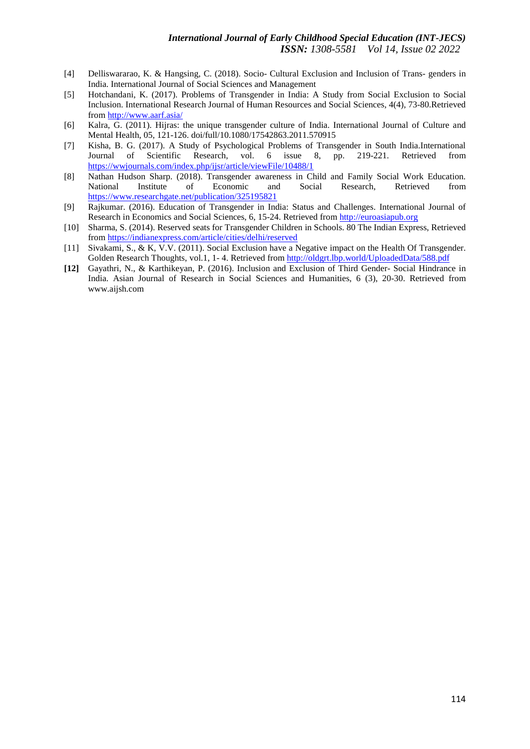[4] Delliswararao, K. & Hangsing, C. (2018). Socio- Cultural Exclusion and Inclusion of Trans- genders in India. International Journal of Social Sciences and Management

[5] Hotchandani, K. (2017). Problems of Transgender in India: A Study from Social Exclusion to Social Inclusion. International Research Journal of Human Resources and Social Sciences, 4(4), 73-80.Retrieved from http://www.aarf.asia/

[6] Kalra, G. (2011). Hijras: the unique transgender culture of India. International Journal of Culture and Mental Health, 05, 121-126. doi/full/10.1080/17542863.2011.570915

[7] Kisha, B. G. (2017). A Study of Psychological Problems of Transgender in South India.International Journal of Scientific Research, vol. 6 issue 8, pp. 219-221. Retrieved from https://wwjournals.com/index.php/ijsr/article/viewFile/10488/1

[8] Nathan Hudson Sharp. (2018). Transgender awareness in Child and Family Social Work Education. National Institute of Economic and Social Research, Retrieved from https://www.researchgate.net/publication/325195821

[9] Rajkumar. (2016). Education of Transgender in India: Status and Challenges. International Journal of Research in Economics and Social Sciences, 6, 15-24. Retrieved from http://euroasiapub.org

[10] Sharma, S. (2014). Reserved seats for Transgender Children in Schools. 80 The Indian Express, Retrieved from https://indianexpress.com/article/cities/delhi/reserved

[11] Sivakami, S., & K, V.V. (2011). Social Exclusion have a Negative impact on the Health Of Transgender. Golden Research Thoughts, vol.1, 1- 4. Retrieved from http://oldgrt.lbp.world/UploadedData/588.pdf

**[12]** Gayathri, N., & Karthikeyan, P. (2016). Inclusion and Exclusion of Third Gender- Social Hindrance in India. Asian Journal of Research in Social Sciences and Humanities, 6 (3), 20-30. Retrieved from www.aijsh.com